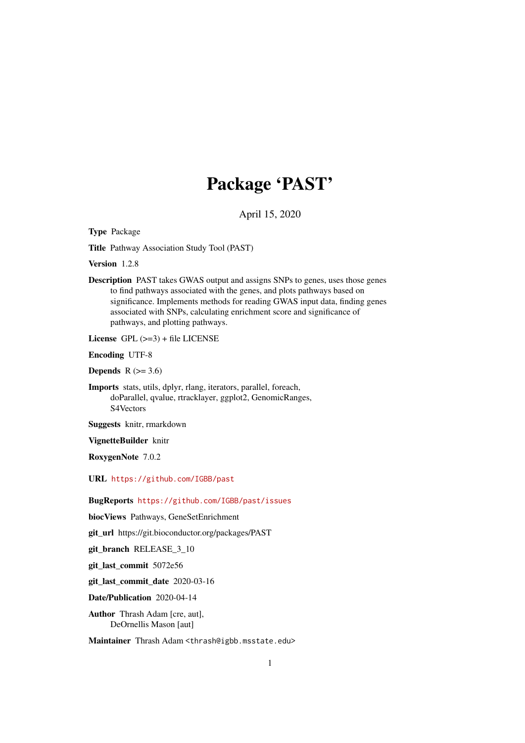# Package 'PAST'

April 15, 2020

**Type** Package

**Title** Pathway Association Study Tool (PAST)

**Version** 1.2.8

**Description** PAST takes GWAS output and assigns SNPs to genes, uses those genes to find pathways associated with the genes, and plots pathways based on significance. Implements methods for reading GWAS input data, finding genes associated with SNPs, calculating enrichment score and significance of pathways, and plotting pathways.

**License** GPL (>=3) + file LICENSE

**Encoding** UTF-8

**Depends** R (>= 3.6)

**Imports** stats, utils, dplyr, rlang, iterators, parallel, foreach, doParallel, qvalue, rtracklayer, ggplot2, GenomicRanges, S4Vectors

**Suggests** knitr, rmarkdown

**VignetteBuilder** knitr

**RoxygenNote** 7.0.2

**URL** https://github.com/IGBB/past

**BugReports** https://github.com/IGBB/past/issues

**biocViews** Pathways, GeneSetEnrichment

**git_url** https://git.bioconductor.org/packages/PAST

**git_branch** RELEASE_3_10

**git_last_commit** 5072e56

**git_last_commit_date** 2020-03-16

**Date/Publication** 2020-04-14

**Author** Thrash Adam [cre, aut], DeOrnellis Mason [aut]

**Maintainer** Thrash Adam <thrash@igbb.msstate.edu>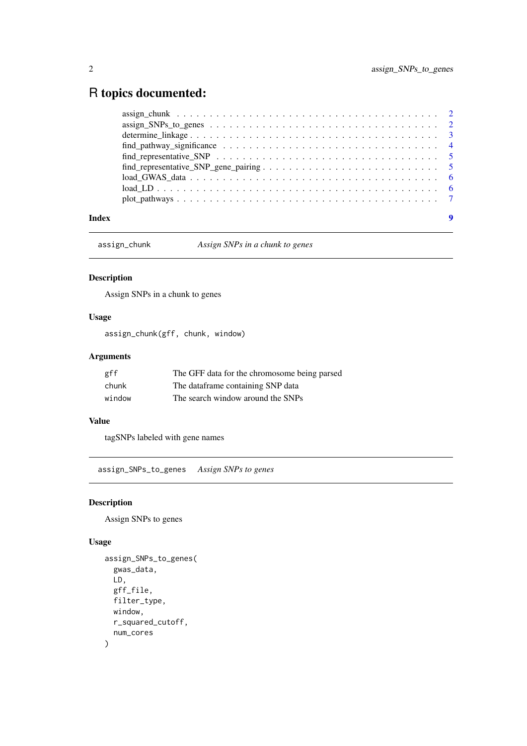# R topics documented:

- assign_chunk . . . . . . . . . . . . . . . . . . . . . . . . . . . . . . . . . . . . . . 2
- assign_SNPs_to_genes . . . . . . . . . . . . . . . . . . . . . . . . . . . . . . . . . 2
- determine_linkage . . . . . . . . . . . . . . . . . . . . . . . . . . . . . . . . . . . 3
- find_pathway_significance . . . . . . . . . . . . . . . . . . . . . . . . . . . . . . 4
- find_representative_SNP . . . . . . . . . . . . . . . . . . . . . . . . . . . . . . . 5
- find_representative_SNP_gene_pairing . . . . . . . . . . . . . . . . . . . . . . . 5
- load_GWAS_data . . . . . . . . . . . . . . . . . . . . . . . . . . . . . . . . . . . 6
- load_LD . . . . . . . . . . . . . . . . . . . . . . . . . . . . . . . . . . . . . . . 6
- plot_pathways . . . . . . . . . . . . . . . . . . . . . . . . . . . . . . . . . . . . 7

**Index** 9

---

## assign_chunk — *Assign SNPs in a chunk to genes*

### Description

Assign SNPs in a chunk to genes

### Usage

```
assign_chunk(gff, chunk, window)
```

### Arguments

| | |
|---|---|
| `gff` | The GFF data for the chromosome being parsed |
| `chunk` | The dataframe containing SNP data |
| `window` | The search window around the SNPs |

### Value

tagSNPs labeled with gene names

---

## assign_SNPs_to_genes — *Assign SNPs to genes*

### Description

Assign SNPs to genes

### Usage

```
assign_SNPs_to_genes(
  gwas_data,
  LD,
  gff_file,
  filter_type,
  window,
  r_squared_cutoff,
  num_cores
)
```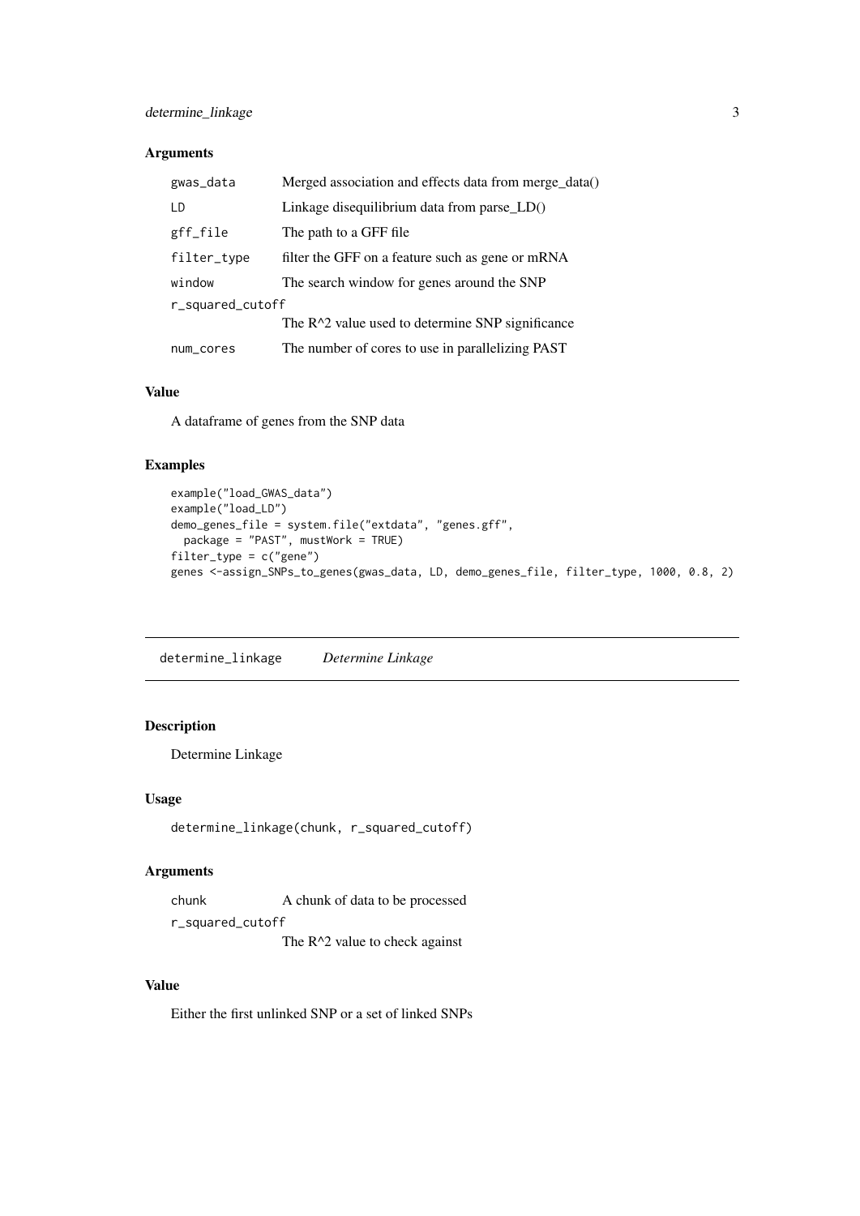### Arguments

| | |
|---|---|
| `gwas_data` | Merged association and effects data from merge_data() |
| `LD` | Linkage disequilibrium data from parse_LD() |
| `gff_file` | The path to a GFF file |
| `filter_type` | filter the GFF on a feature such as gene or mRNA |
| `window` | The search window for genes around the SNP |
| `r_squared_cutoff` | The R^2 value used to determine SNP significance |
| `num_cores` | The number of cores to use in parallelizing PAST |

### Value

A dataframe of genes from the SNP data

### Examples

```
example("load_GWAS_data")
example("load_LD")
demo_genes_file = system.file("extdata", "genes.gff",
  package = "PAST", mustWork = TRUE)
filter_type = c("gene")
genes <-assign_SNPs_to_genes(gwas_data, LD, demo_genes_file, filter_type, 1000, 0.8, 2)
```

## determine_linkage    *Determine Linkage*

### Description

Determine Linkage

### Usage

```
determine_linkage(chunk, r_squared_cutoff)
```

### Arguments

| | |
|---|---|
| `chunk` | A chunk of data to be processed |
| `r_squared_cutoff` | The R^2 value to check against |

### Value

Either the first unlinked SNP or a set of linked SNPs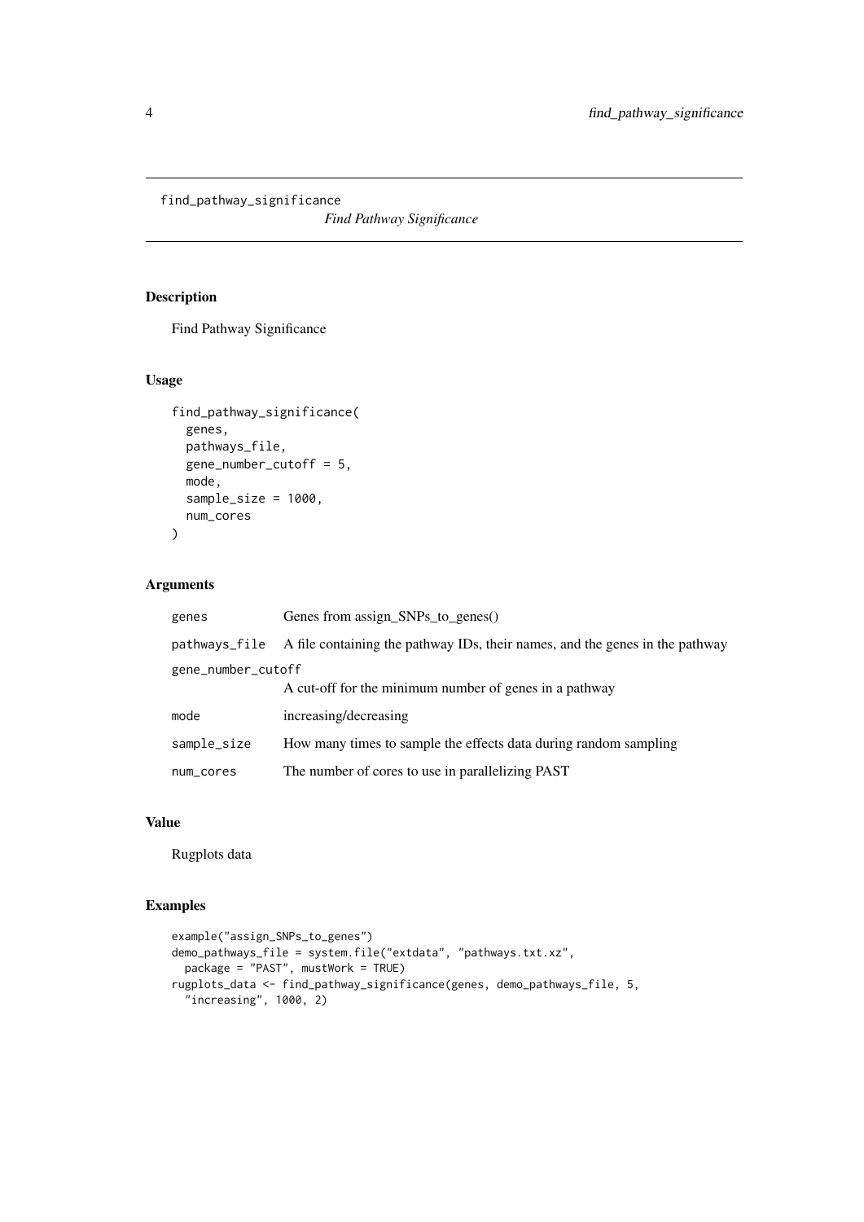# find_pathway_significance

*Find Pathway Significance*

## Description

Find Pathway Significance

## Usage

```
find_pathway_significance(
  genes,
  pathways_file,
  gene_number_cutoff = 5,
  mode,
  sample_size = 1000,
  num_cores
)
```

## Arguments

| Argument | Description |
|---|---|
| genes | Genes from assign_SNPs_to_genes() |
| pathways_file | A file containing the pathway IDs, their names, and the genes in the pathway |
| gene_number_cutoff | A cut-off for the minimum number of genes in a pathway |
| mode | increasing/decreasing |
| sample_size | How many times to sample the effects data during random sampling |
| num_cores | The number of cores to use in parallelizing PAST |

## Value

Rugplots data

## Examples

```
example("assign_SNPs_to_genes")
demo_pathways_file = system.file("extdata", "pathways.txt.xz",
  package = "PAST", mustWork = TRUE)
rugplots_data <- find_pathway_significance(genes, demo_pathways_file, 5,
  "increasing", 1000, 2)
```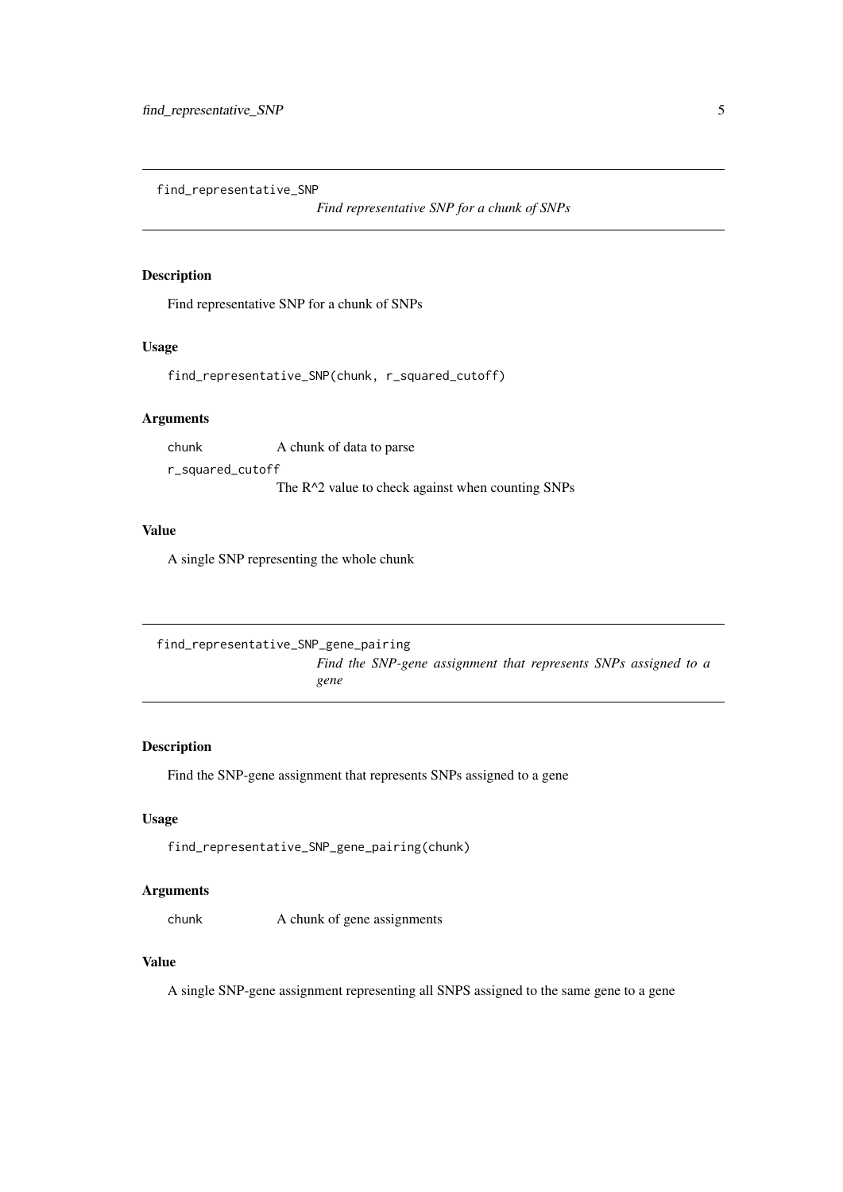## find_representative_SNP

*Find representative SNP for a chunk of SNPs*

### Description

Find representative SNP for a chunk of SNPs

### Usage

```
find_representative_SNP(chunk, r_squared_cutoff)
```

### Arguments

| | |
|---|---|
| chunk | A chunk of data to parse |
| r_squared_cutoff | The R^2 value to check against when counting SNPs |

### Value

A single SNP representing the whole chunk

## find_representative_SNP_gene_pairing

*Find the SNP-gene assignment that represents SNPs assigned to a gene*

### Description

Find the SNP-gene assignment that represents SNPs assigned to a gene

### Usage

```
find_representative_SNP_gene_pairing(chunk)
```

### Arguments

| | |
|---|---|
| chunk | A chunk of gene assignments |

### Value

A single SNP-gene assignment representing all SNPS assigned to the same gene to a gene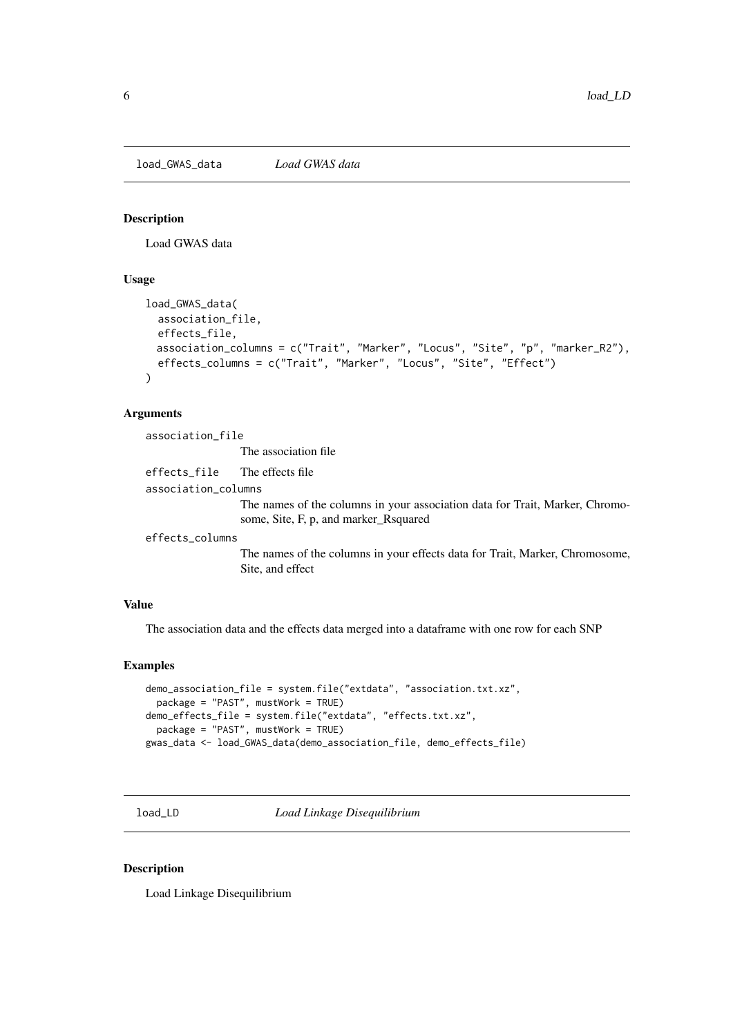## load_GWAS_data *Load GWAS data*

### Description

Load GWAS data

### Usage

```
load_GWAS_data(
  association_file,
  effects_file,
  association_columns = c("Trait", "Marker", "Locus", "Site", "p", "marker_R2"),
  effects_columns = c("Trait", "Marker", "Locus", "Site", "Effect")
)
```

### Arguments

`association_file`
: The association file

`effects_file`
: The effects file

`association_columns`
: The names of the columns in your association data for Trait, Marker, Chromosome, Site, F, p, and marker_Rsquared

`effects_columns`
: The names of the columns in your effects data for Trait, Marker, Chromosome, Site, and effect

### Value

The association data and the effects data merged into a dataframe with one row for each SNP

### Examples

```
demo_association_file = system.file("extdata", "association.txt.xz",
  package = "PAST", mustWork = TRUE)
demo_effects_file = system.file("extdata", "effects.txt.xz",
  package = "PAST", mustWork = TRUE)
gwas_data <- load_GWAS_data(demo_association_file, demo_effects_file)
```

## load_LD *Load Linkage Disequilibrium*

### Description

Load Linkage Disequilibrium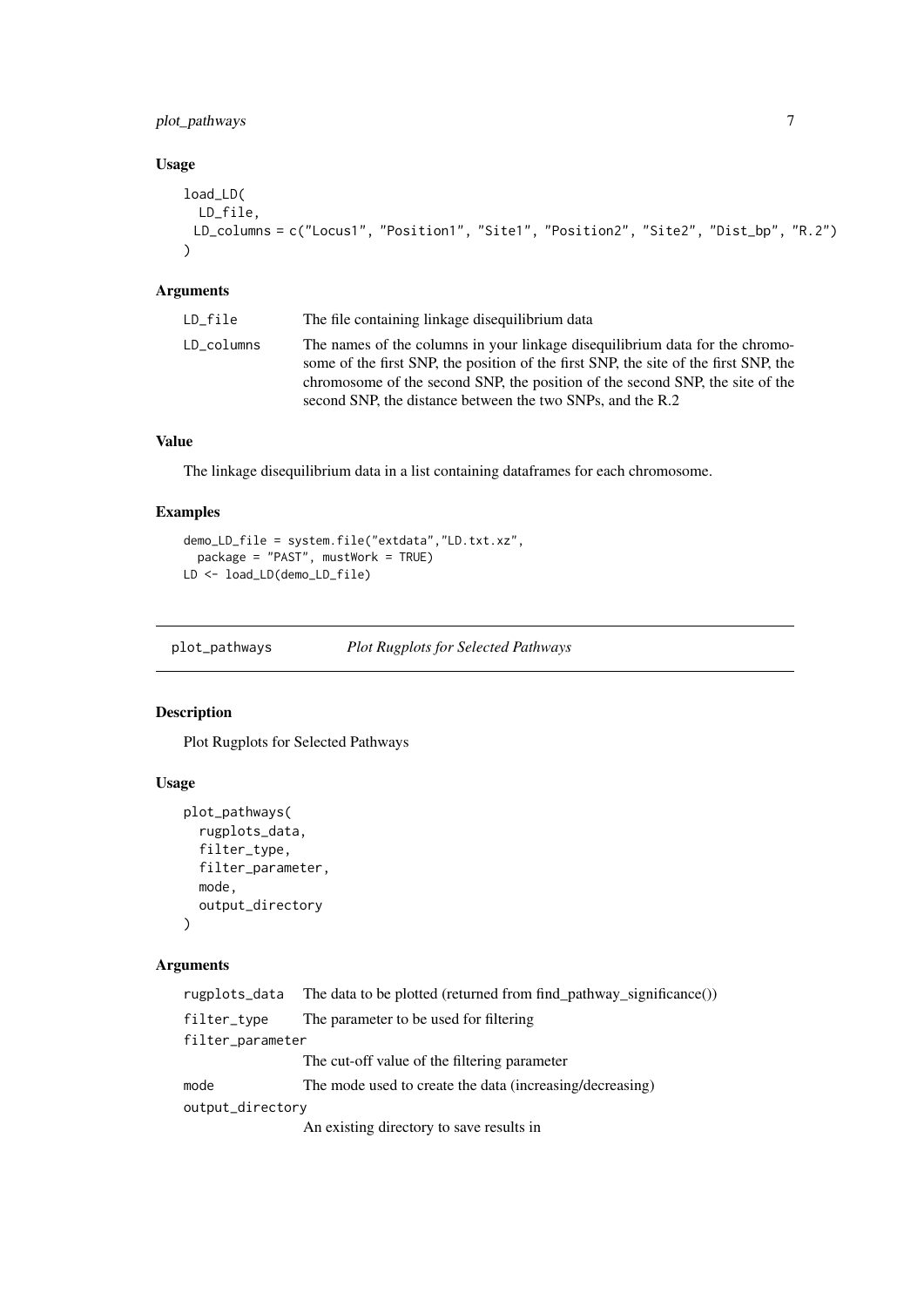### Usage

```
load_LD(
  LD_file,
  LD_columns = c("Locus1", "Position1", "Site1", "Position2", "Site2", "Dist_bp", "R.2")
)
```

### Arguments

| | |
|---|---|
| LD_file | The file containing linkage disequilibrium data |
| LD_columns | The names of the columns in your linkage disequilibrium data for the chromosome of the first SNP, the position of the first SNP, the site of the first SNP, the chromosome of the second SNP, the position of the second SNP, the site of the second SNP, the distance between the two SNPs, and the R.2 |

### Value

The linkage disequilibrium data in a list containing dataframes for each chromosome.

### Examples

```
demo_LD_file = system.file("extdata","LD.txt.xz",
  package = "PAST", mustWork = TRUE)
LD <- load_LD(demo_LD_file)
```

## plot_pathways *Plot Rugplots for Selected Pathways*

### Description

Plot Rugplots for Selected Pathways

### Usage

```
plot_pathways(
  rugplots_data,
  filter_type,
  filter_parameter,
  mode,
  output_directory
)
```

### Arguments

| | |
|---|---|
| rugplots_data | The data to be plotted (returned from find_pathway_significance()) |
| filter_type | The parameter to be used for filtering |
| filter_parameter | The cut-off value of the filtering parameter |
| mode | The mode used to create the data (increasing/decreasing) |
| output_directory | An existing directory to save results in |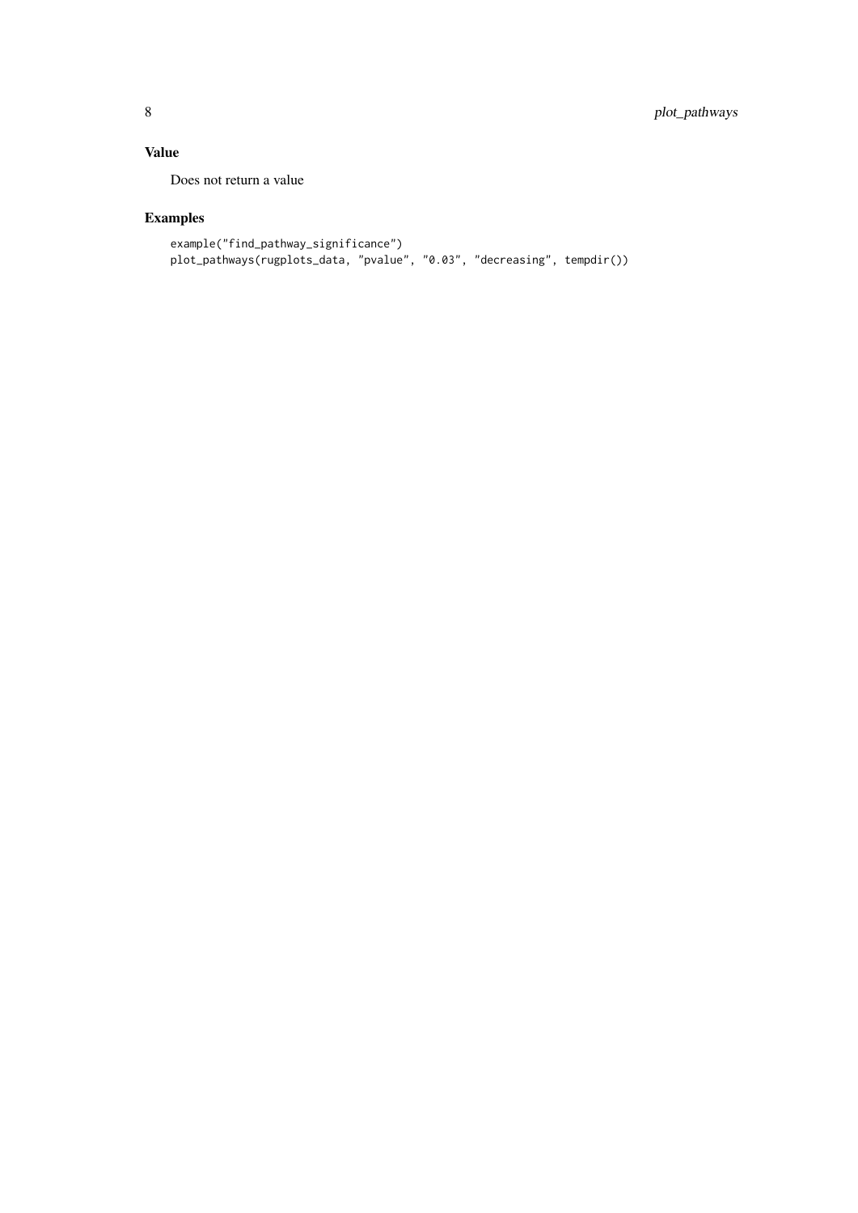## Value

Does not return a value

## Examples

```
example("find_pathway_significance")
plot_pathways(rugplots_data, "pvalue", "0.03", "decreasing", tempdir())
```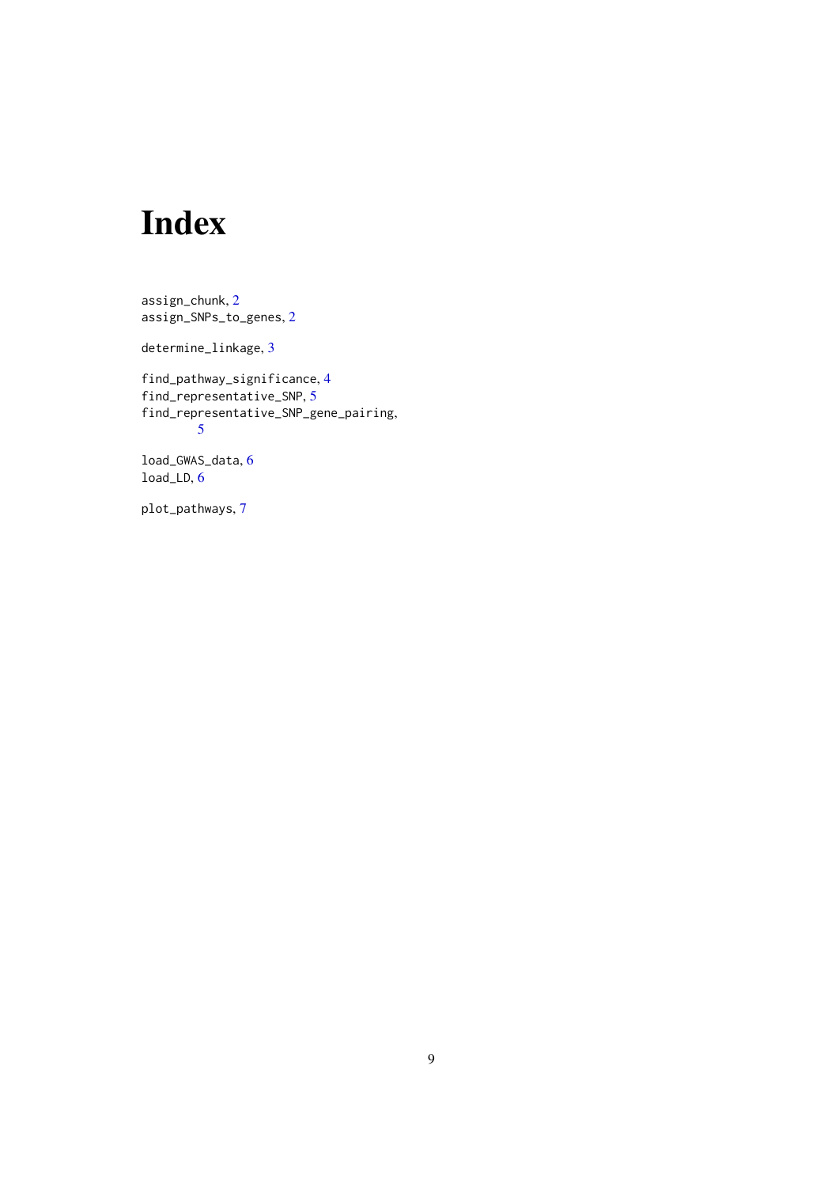# Index

assign_chunk, 2
assign_SNPs_to_genes, 2

determine_linkage, 3

find_pathway_significance, 4
find_representative_SNP, 5
find_representative_SNP_gene_pairing, 5

load_GWAS_data, 6
load_LD, 6

plot_pathways, 7